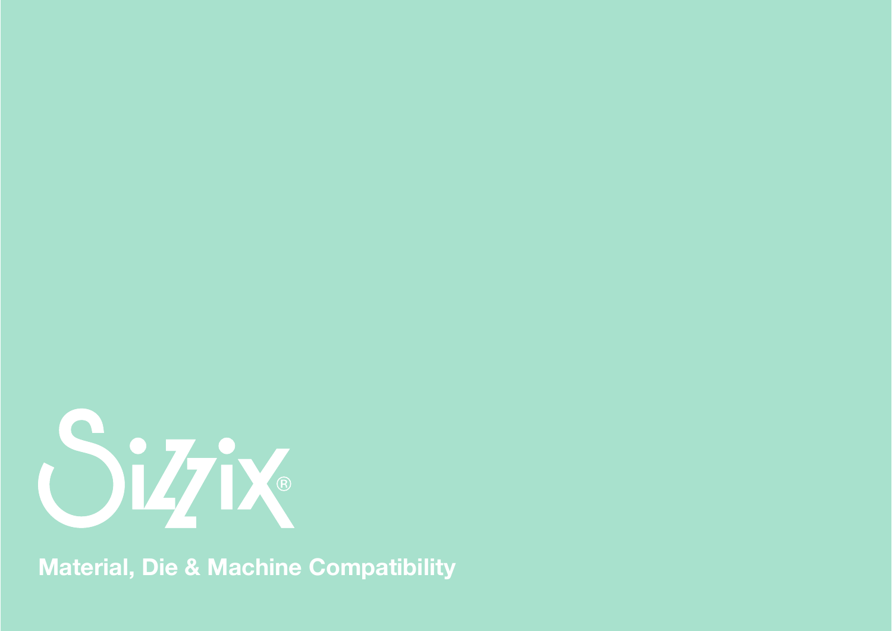Sizzix®

# Material, Die & Machine Compatibility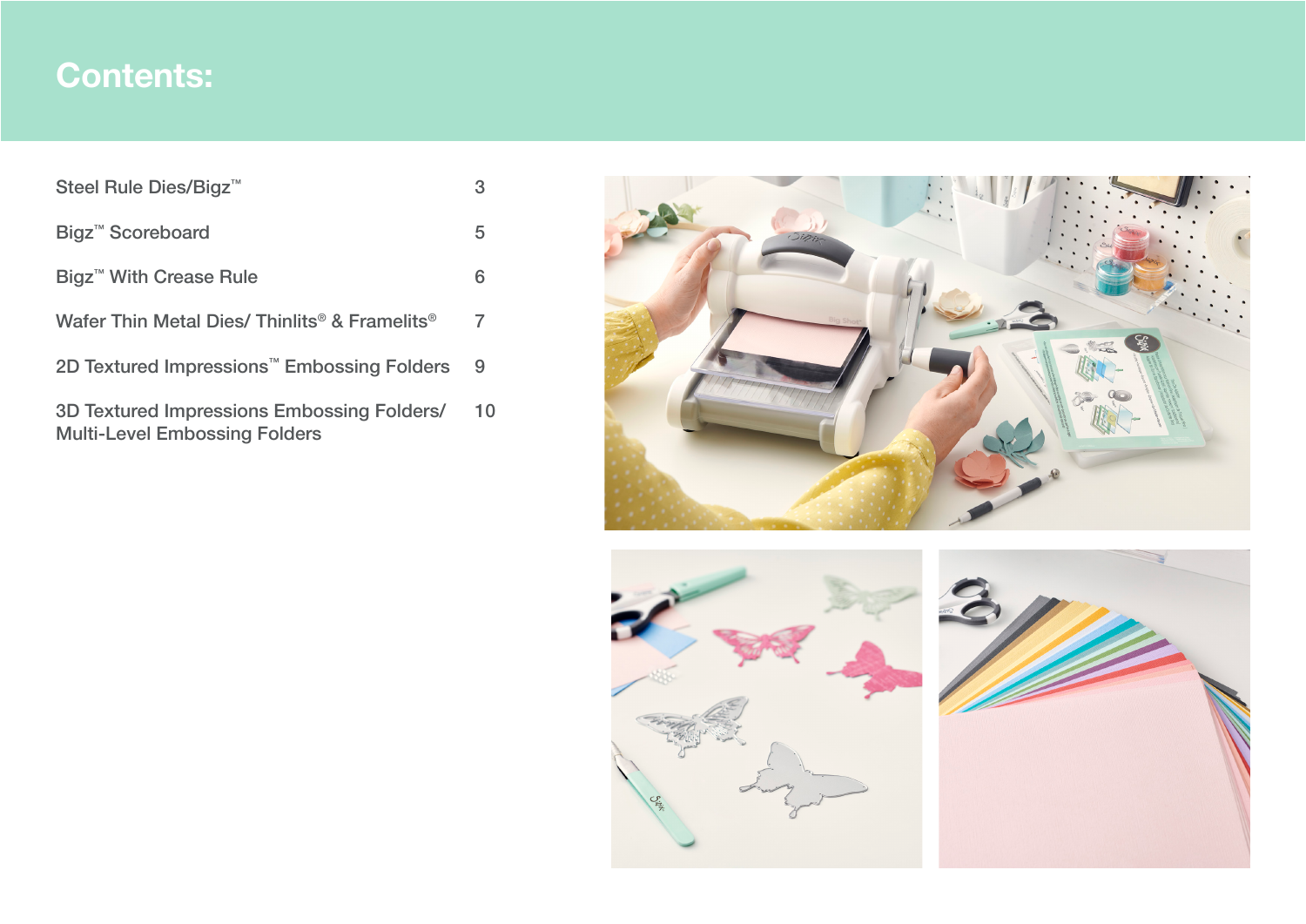# Contents:

| | |
|---|---|
| Steel Rule Dies/Bigz™ | 3 |
| Bigz™ Scoreboard | 5 |
| Bigz™ With Crease Rule | 6 |
| Wafer Thin Metal Dies/ Thinlits® & Framelits® | 7 |
| 2D Textured Impressions™ Embossing Folders | 9 |
| 3D Textured Impressions Embossing Folders/ Multi-Level Embossing Folders | 10 |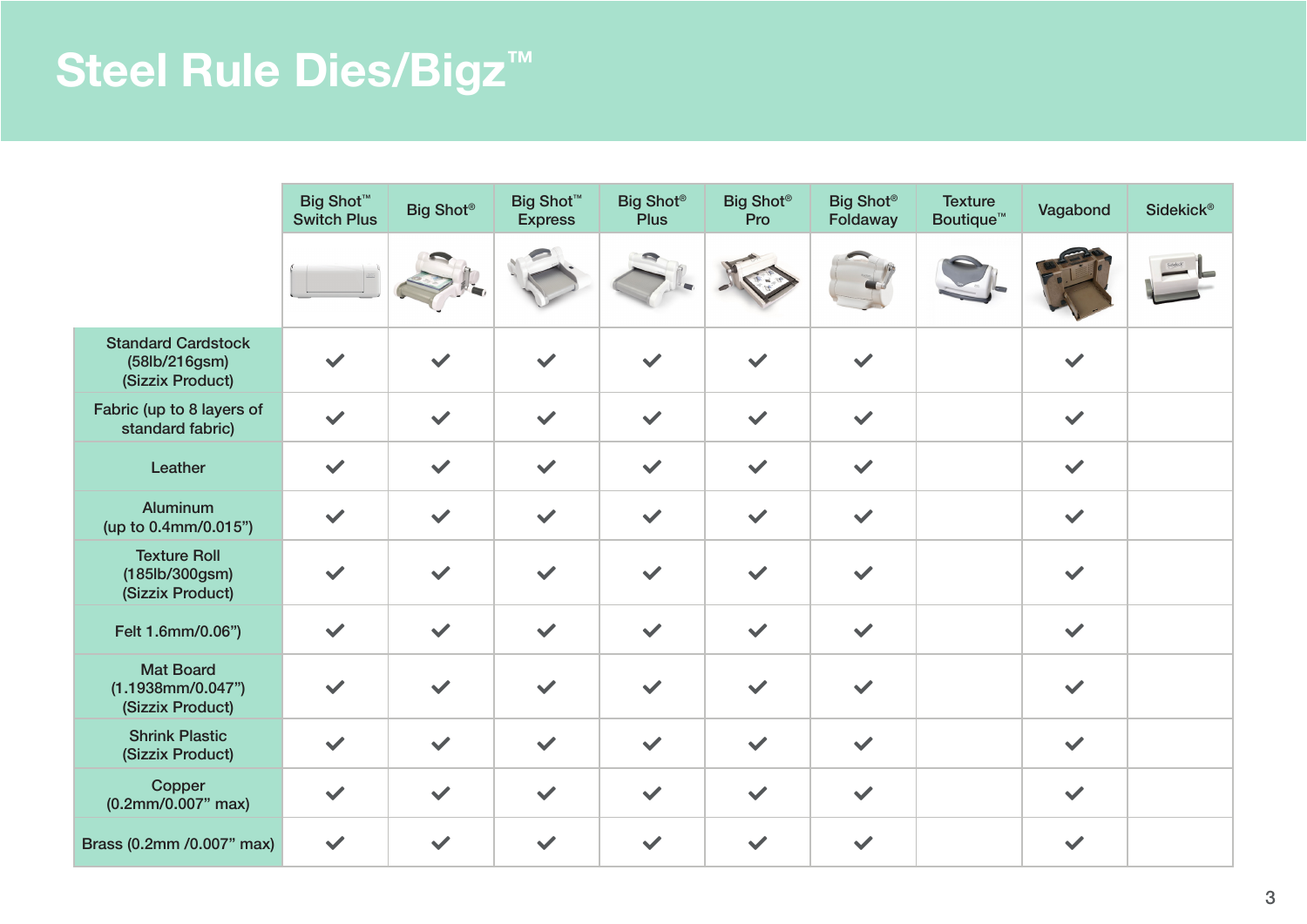# Steel Rule Dies/Bigz™

| | Big Shot™ Switch Plus | Big Shot® | Big Shot™ Express | Big Shot® Plus | Big Shot® Pro | Big Shot® Foldaway | Texture Boutique™ | Vagabond | Sidekick® |
|---|---|---|---|---|---|---|---|---|---|
| Standard Cardstock (58lb/216gsm) (Sizzix Product) | ✓ | ✓ | ✓ | ✓ | ✓ | ✓ | | ✓ | |
| Fabric (up to 8 layers of standard fabric) | ✓ | ✓ | ✓ | ✓ | ✓ | ✓ | | ✓ | |
| Leather | ✓ | ✓ | ✓ | ✓ | ✓ | ✓ | | ✓ | |
| Aluminum (up to 0.4mm/0.015”) | ✓ | ✓ | ✓ | ✓ | ✓ | ✓ | | ✓ | |
| Texture Roll (185lb/300gsm) (Sizzix Product) | ✓ | ✓ | ✓ | ✓ | ✓ | ✓ | | ✓ | |
| Felt 1.6mm/0.06”) | ✓ | ✓ | ✓ | ✓ | ✓ | ✓ | | ✓ | |
| Mat Board (1.1938mm/0.047”) (Sizzix Product) | ✓ | ✓ | ✓ | ✓ | ✓ | ✓ | | ✓ | |
| Shrink Plastic (Sizzix Product) | ✓ | ✓ | ✓ | ✓ | ✓ | ✓ | | ✓ | |
| Copper (0.2mm/0.007” max) | ✓ | ✓ | ✓ | ✓ | ✓ | ✓ | | ✓ | |
| Brass (0.2mm /0.007” max) | ✓ | ✓ | ✓ | ✓ | ✓ | ✓ | | ✓ | |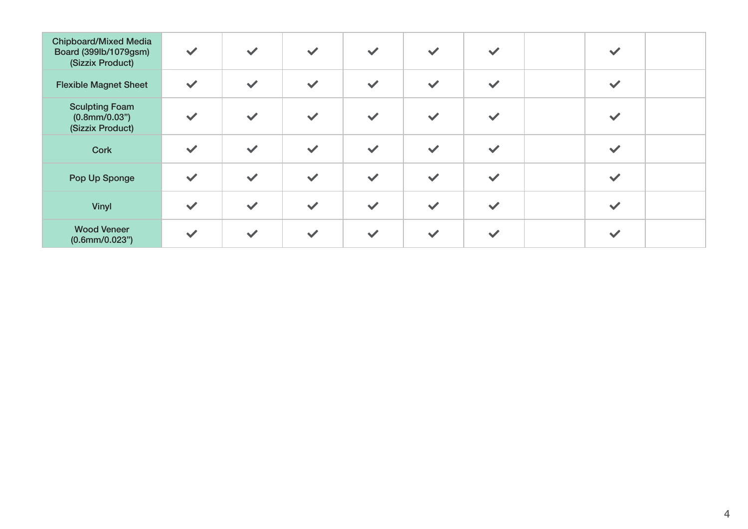| | | | | | | | | | |
|---|---|---|---|---|---|---|---|---|---|
| Chipboard/Mixed Media Board (399lb/1079gsm) (Sizzix Product) | ✓ | ✓ | ✓ | ✓ | ✓ | ✓ | | ✓ | |
| Flexible Magnet Sheet | ✓ | ✓ | ✓ | ✓ | ✓ | ✓ | | ✓ | |
| Sculpting Foam (0.8mm/0.03”) (Sizzix Product) | ✓ | ✓ | ✓ | ✓ | ✓ | ✓ | | ✓ | |
| Cork | ✓ | ✓ | ✓ | ✓ | ✓ | ✓ | | ✓ | |
| Pop Up Sponge | ✓ | ✓ | ✓ | ✓ | ✓ | ✓ | | ✓ | |
| Vinyl | ✓ | ✓ | ✓ | ✓ | ✓ | ✓ | | ✓ | |
| Wood Veneer (0.6mm/0.023”) | ✓ | ✓ | ✓ | ✓ | ✓ | ✓ | | ✓ | |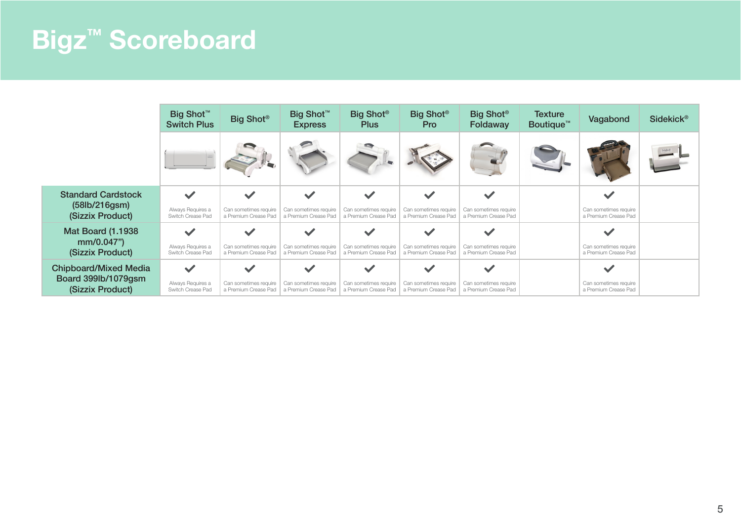# Bigz™ Scoreboard

| | Big Shot™ Switch Plus | Big Shot® | Big Shot™ Express | Big Shot® Plus | Big Shot® Pro | Big Shot® Foldaway | Texture Boutique™ | Vagabond | Sidekick® |
|---|---|---|---|---|---|---|---|---|---|
| Standard Cardstock (58lb/216gsm) (Sizzix Product) | ✔ Always Requires a Switch Crease Pad | ✔ Can sometimes require a Premium Crease Pad | ✔ Can sometimes require a Premium Crease Pad | ✔ Can sometimes require a Premium Crease Pad | ✔ Can sometimes require a Premium Crease Pad | ✔ Can sometimes require a Premium Crease Pad | | ✔ Can sometimes require a Premium Crease Pad | |
| Mat Board (1.1938 mm/0.047”) (Sizzix Product) | ✔ Always Requires a Switch Crease Pad | ✔ Can sometimes require a Premium Crease Pad | ✔ Can sometimes require a Premium Crease Pad | ✔ Can sometimes require a Premium Crease Pad | ✔ Can sometimes require a Premium Crease Pad | ✔ Can sometimes require a Premium Crease Pad | | ✔ Can sometimes require a Premium Crease Pad | |
| Chipboard/Mixed Media Board 399lb/1079gsm (Sizzix Product) | ✔ Always Requires a Switch Crease Pad | ✔ Can sometimes require a Premium Crease Pad | ✔ Can sometimes require a Premium Crease Pad | ✔ Can sometimes require a Premium Crease Pad | ✔ Can sometimes require a Premium Crease Pad | ✔ Can sometimes require a Premium Crease Pad | | ✔ Can sometimes require a Premium Crease Pad | |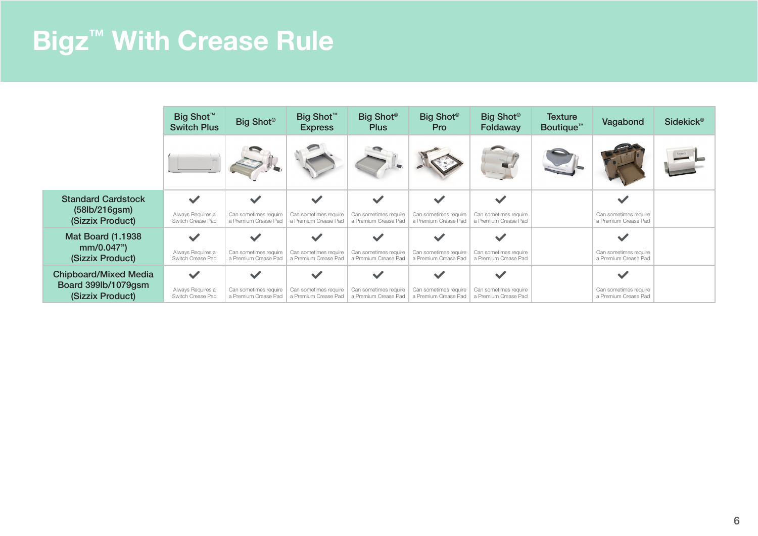# Bigz™ With Crease Rule

| | Big Shot™ Switch Plus | Big Shot® | Big Shot™ Express | Big Shot® Plus | Big Shot® Pro | Big Shot® Foldaway | Texture Boutique™ | Vagabond | Sidekick® |
|---|---|---|---|---|---|---|---|---|---|
| Standard Cardstock (58lb/216gsm) (Sizzix Product) | ✓ Always Requires a Switch Crease Pad | ✓ Can sometimes require a Premium Crease Pad | ✓ Can sometimes require a Premium Crease Pad | ✓ Can sometimes require a Premium Crease Pad | ✓ Can sometimes require a Premium Crease Pad | ✓ Can sometimes require a Premium Crease Pad | | ✓ Can sometimes require a Premium Crease Pad | |
| Mat Board (1.1938 mm/0.047") (Sizzix Product) | ✓ Always Requires a Switch Crease Pad | ✓ Can sometimes require a Premium Crease Pad | ✓ Can sometimes require a Premium Crease Pad | ✓ Can sometimes require a Premium Crease Pad | ✓ Can sometimes require a Premium Crease Pad | ✓ Can sometimes require a Premium Crease Pad | | ✓ Can sometimes require a Premium Crease Pad | |
| Chipboard/Mixed Media Board 399lb/1079gsm (Sizzix Product) | ✓ Always Requires a Switch Crease Pad | ✓ Can sometimes require a Premium Crease Pad | ✓ Can sometimes require a Premium Crease Pad | ✓ Can sometimes require a Premium Crease Pad | ✓ Can sometimes require a Premium Crease Pad | ✓ Can sometimes require a Premium Crease Pad | | ✓ Can sometimes require a Premium Crease Pad | |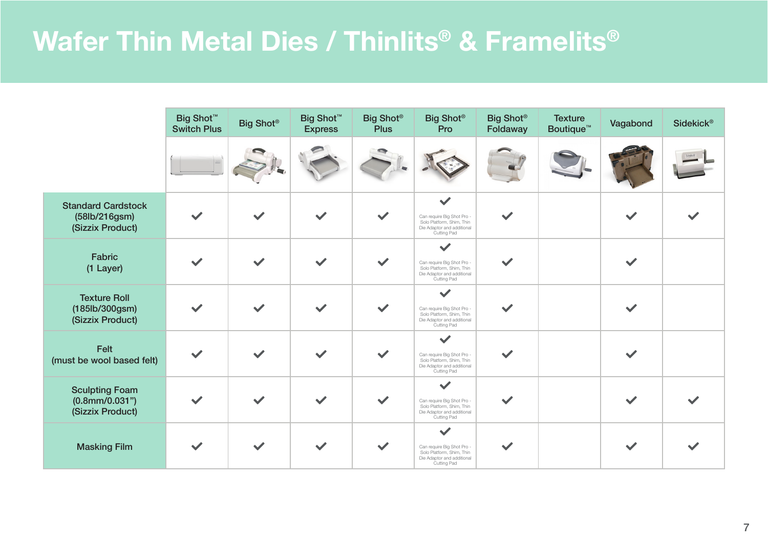# Wafer Thin Metal Dies / Thinlits® & Framelits®

| | Big Shot™ Switch Plus | Big Shot® | Big Shot™ Express | Big Shot® Plus | Big Shot® Pro | Big Shot® Foldaway | Texture Boutique™ | Vagabond | Sidekick® |
|---|---|---|---|---|---|---|---|---|---|
| Standard Cardstock (58lb/216gsm) (Sizzix Product) | ✓ | ✓ | ✓ | ✓ | ✓ Can require Big Shot Pro - Solo Platform, Shim, Thin Die Adaptor and additional Cutting Pad | ✓ | | ✓ | ✓ |
| Fabric (1 Layer) | ✓ | ✓ | ✓ | ✓ | ✓ Can require Big Shot Pro - Solo Platform, Shim, Thin Die Adaptor and additional Cutting Pad | ✓ | | ✓ | |
| Texture Roll (185lb/300gsm) (Sizzix Product) | ✓ | ✓ | ✓ | ✓ | ✓ Can require Big Shot Pro - Solo Platform, Shim, Thin Die Adaptor and additional Cutting Pad | ✓ | | ✓ | |
| Felt (must be wool based felt) | ✓ | ✓ | ✓ | ✓ | ✓ Can require Big Shot Pro - Solo Platform, Shim, Thin Die Adaptor and additional Cutting Pad | ✓ | | ✓ | |
| Sculpting Foam (0.8mm/0.031") (Sizzix Product) | ✓ | ✓ | ✓ | ✓ | ✓ Can require Big Shot Pro - Solo Platform, Shim, Thin Die Adaptor and additional Cutting Pad | ✓ | | ✓ | ✓ |
| Masking Film | ✓ | ✓ | ✓ | ✓ | ✓ Can require Big Shot Pro - Solo Platform, Shim, Thin Die Adaptor and additional Cutting Pad | ✓ | | ✓ | ✓ |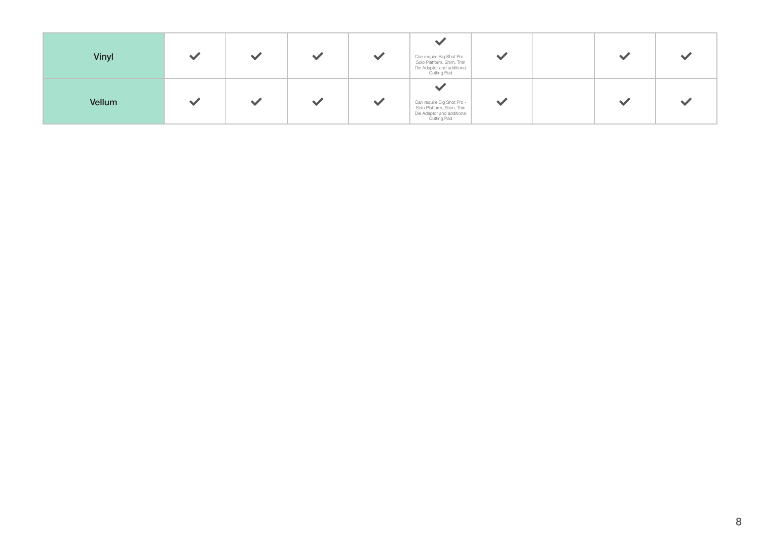| | | | | | | | | | |
|---|---|---|---|---|---|---|---|---|---|
| Vinyl | ✓ | ✓ | ✓ | ✓ | ✓ Can require Big Shot Pro - Solo Platform, Shim, Thin Die Adaptor and additional Cutting Pad | ✓ | | ✓ | ✓ |
| Vellum | ✓ | ✓ | ✓ | ✓ | ✓ Can require Big Shot Pro - Solo Platform, Shim, Thin Die Adaptor and additional Cutting Pad | ✓ | | ✓ | ✓ |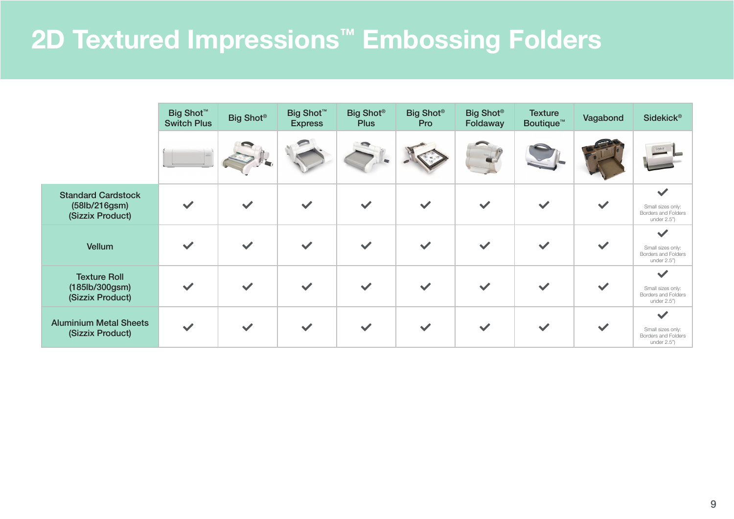# 2D Textured Impressions™ Embossing Folders

| | Big Shot™ Switch Plus | Big Shot® | Big Shot™ Express | Big Shot® Plus | Big Shot® Pro | Big Shot® Foldaway | Texture Boutique™ | Vagabond | Sidekick® |
|---|---|---|---|---|---|---|---|---|---|
| Standard Cardstock (58lb/216gsm) (Sizzix Product) | ✓ | ✓ | ✓ | ✓ | ✓ | ✓ | ✓ | ✓ | ✓ Small sizes only: Borders and Folders under 2.5") |
| Vellum | ✓ | ✓ | ✓ | ✓ | ✓ | ✓ | ✓ | ✓ | ✓ Small sizes only: Borders and Folders under 2.5") |
| Texture Roll (185lb/300gsm) (Sizzix Product) | ✓ | ✓ | ✓ | ✓ | ✓ | ✓ | ✓ | ✓ | ✓ Small sizes only: Borders and Folders under 2.5") |
| Aluminium Metal Sheets (Sizzix Product) | ✓ | ✓ | ✓ | ✓ | ✓ | ✓ | ✓ | ✓ | ✓ Small sizes only: Borders and Folders under 2.5") |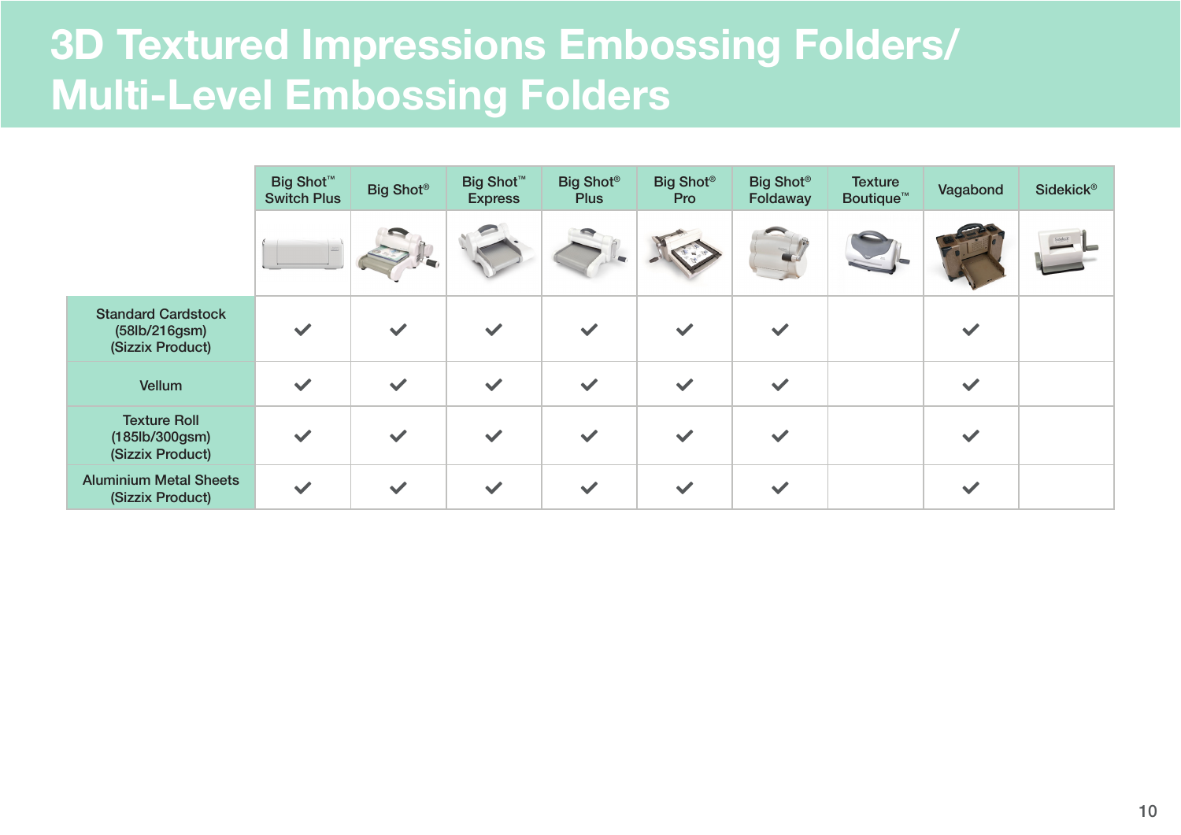# 3D Textured Impressions Embossing Folders/ Multi-Level Embossing Folders

| | Big Shot™ Switch Plus | Big Shot® | Big Shot™ Express | Big Shot® Plus | Big Shot® Pro | Big Shot® Foldaway | Texture Boutique™ | Vagabond | Sidekick® |
|---|---|---|---|---|---|---|---|---|---|
| Standard Cardstock (58lb/216gsm) (Sizzix Product) | ✓ | ✓ | ✓ | ✓ | ✓ | ✓ | | ✓ | |
| Vellum | ✓ | ✓ | ✓ | ✓ | ✓ | ✓ | | ✓ | |
| Texture Roll (185lb/300gsm) (Sizzix Product) | ✓ | ✓ | ✓ | ✓ | ✓ | ✓ | | ✓ | |
| Aluminium Metal Sheets (Sizzix Product) | ✓ | ✓ | ✓ | ✓ | ✓ | ✓ | | ✓ | |